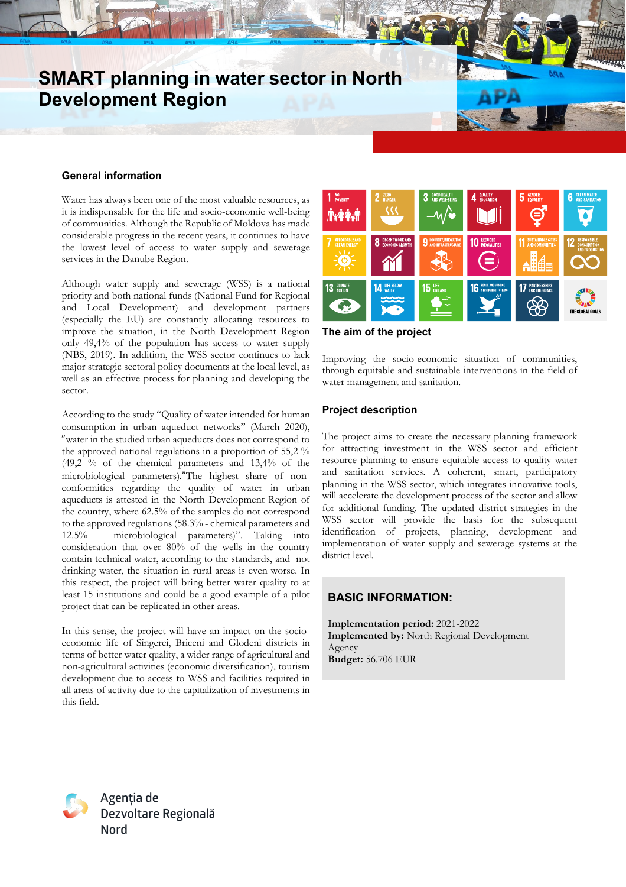# SMART planning in water sector in North Development Region

## General information

Water has always been one of the most valuable resources, as it is indispensable for the life and socio-economic well-being of communities. Although the Republic of Moldova has made considerable progress in the recent years, it continues to have the lowest level of access to water supply and sewerage services in the Danube Region.

Although water supply and sewerage (WSS) is a national priority and both national funds (National Fund for Regional and Local Development) and development partners (especially the EU) are constantly allocating resources to improve the situation, in the North Development Region only 49,4% of the population has access to water supply (NBS, 2019). In addition, the WSS sector continues to lack major strategic sectoral policy documents at the local level, as well as an effective process for planning and developing the sector.

According to the study "Quality of water intended for human consumption in urban aqueduct networks" (March 2020), "water in the studied urban aqueducts does not correspond to the approved national regulations in a proportion of 55,2 % (49,2 % of the chemical parameters and 13,4% of the microbiological parameters)."The highest share of non-conformities regarding the quality of water in urban aqueducts is attested in the North Development Region of the country, where 62.5% of the samples do not correspond to the approved regulations (58.3% - chemical parameters and 12.5% - microbiological parameters)". Taking into consideration that over 80% of the wells in the country contain technical water, according to the standards, and not drinking water, the situation in rural areas is even worse. In this respect, the project will bring better water quality to at least 15 institutions and could be a good example of a pilot project that can be replicated in other areas.

In this sense, the project will have an impact on the socio-economic life of Sîngerei, Briceni and Glodeni districts in terms of better water quality, a wider range of agricultural and non-agricultural activities (economic diversification), tourism development due to access to WSS and facilities required in all areas of activity due to the capitalization of investments in this field.

## The aim of the project

Improving the socio-economic situation of communities, through equitable and sustainable interventions in the field of water management and sanitation.

## Project description

The project aims to create the necessary planning framework for attracting investment in the WSS sector and efficient resource planning to ensure equitable access to quality water and sanitation services. A coherent, smart, participatory planning in the WSS sector, which integrates innovative tools, will accelerate the development process of the sector and allow for additional funding. The updated district strategies in the WSS sector will provide the basis for the subsequent identification of projects, planning, development and implementation of water supply and sewerage systems at the district level.

## BASIC INFORMATION:

**Implementation period:** 2021-2022
**Implemented by:** North Regional Development Agency
**Budget:** 56.706 EUR

Agenția de Dezvoltare Regională Nord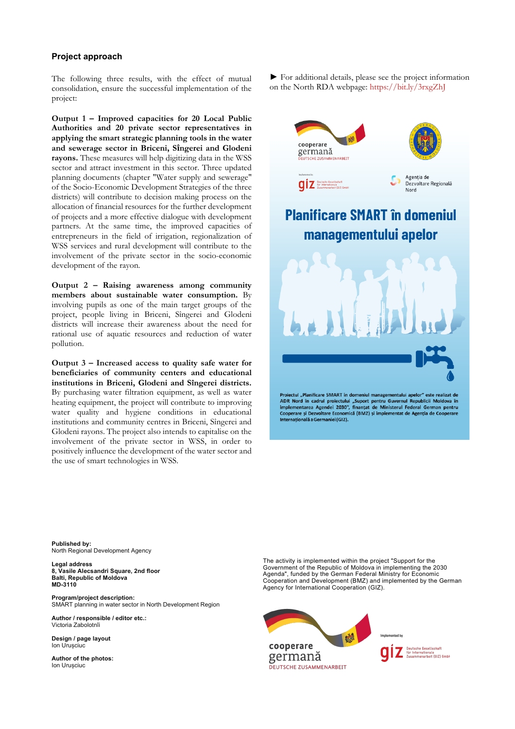## Project approach

The following three results, with the effect of mutual consolidation, ensure the successful implementation of the project:

**Output 1 – Improved capacities for 20 Local Public Authorities and 20 private sector representatives in applying the smart strategic planning tools in the water and sewerage sector in Briceni, Sîngerei and Glodeni rayons.** These measures will help digitizing data in the WSS sector and attract investment in this sector. Three updated planning documents (chapter "Water supply and sewerage" of the Socio-Economic Development Strategies of the three districts) will contribute to decision making process on the allocation of financial resources for the further development of projects and a more effective dialogue with development partners. At the same time, the improved capacities of entrepreneurs in the field of irrigation, regionalization of WSS services and rural development will contribute to the involvement of the private sector in the socio-economic development of the rayon.

**Output 2 – Raising awareness among community members about sustainable water consumption.** By involving pupils as one of the main target groups of the project, people living in Briceni, Sîngerei and Glodeni districts will increase their awareness about the need for rational use of aquatic resources and reduction of water pollution.

**Output 3 – Increased access to quality safe water for beneficiaries of community centers and educational institutions in Briceni, Glodeni and Sîngerei districts.** By purchasing water filtration equipment, as well as water heating equipment, the project will contribute to improving water quality and hygiene conditions in educational institutions and community centres in Briceni, Sîngerei and Glodeni rayons. The project also intends to capitalise on the involvement of the private sector in WSS, in order to positively influence the development of the water sector and the use of smart technologies in WSS.

► For additional details, please see the project information on the North RDA webpage: https://bit.ly/3rxgZhJ

cooperare germană
DEUTSCHE ZUSAMMENARBEIT

Implemented in
giz Deutsche Gesellschaft für Internationale Zusammenarbeit (GIZ) GmbH

Agenția de Dezvoltare Regională Nord

**Planificare SMART în domeniul managementului apelor**

Proiectul „Planificare SMART în domeniul managementului apelor" este realizat de ADR Nord în cadrul proiectului „Suport pentru Guvernul Republicii Moldova în implementarea Agendei 2030", finanțat de Ministerul Federal German pentru Cooperare și Dezvoltare Economică (BMZ) și implementat de Agenția de Cooperare Internațională a Germaniei (GIZ).

**Published by:**
North Regional Development Agency

**Legal address**
**8, Vasile Alecsandri Square, 2nd floor**
**Balti, Republic of Moldova**
**MD-3110**

**Program/project description:**
SMART planning in water sector in North Development Region

**Author / responsible / editor etc.:**
Victoria Zabolotnîi

**Design / page layout**
Ion Urușciuc

**Author of the photos:**
Ion Urușciuc

The activity is implemented within the project "Support for the Government of the Republic of Moldova in implementing the 2030 Agenda", funded by the German Federal Ministry for Economic Cooperation and Development (BMZ) and implemented by the German Agency for International Cooperation (GIZ).

cooperare germană
DEUTSCHE ZUSAMMENARBEIT

Implemented by
giz Deutsche Gesellschaft für Internationale Zusammenarbeit (GIZ) GmbH